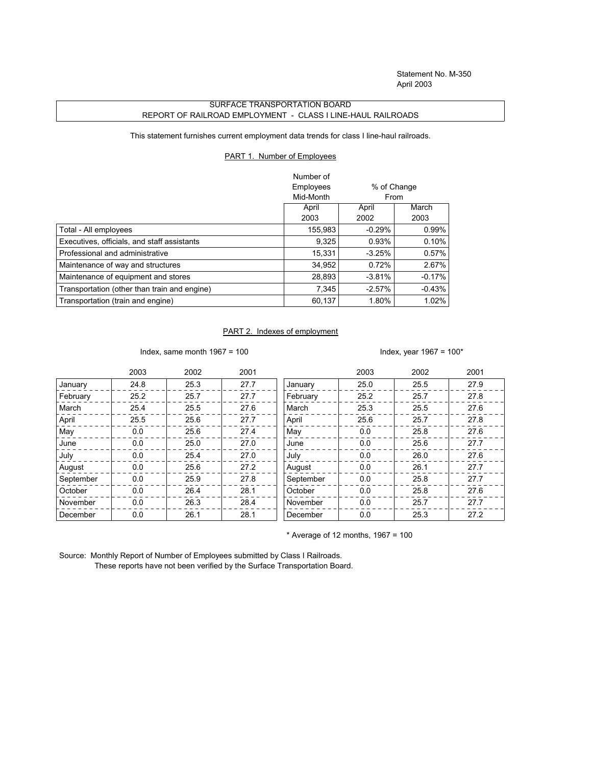Statement No. M-350
April 2003

# SURFACE TRANSPORTATION BOARD
## REPORT OF RAILROAD EMPLOYMENT - CLASS I LINE-HAUL RAILROADS

This statement furnishes current employment data trends for class I line-haul railroads.

### PART 1. Number of Employees

| | Number of Employees Mid-Month | % of Change From | |
|---|---|---|---|
| | April 2003 | April 2002 | March 2003 |
| Total - All employees | 155,983 | -0.29% | 0.99% |
| Executives, officials, and staff assistants | 9,325 | 0.93% | 0.10% |
| Professional and administrative | 15,331 | -3.25% | 0.57% |
| Maintenance of way and structures | 34,952 | 0.72% | 2.67% |
| Maintenance of equipment and stores | 28,893 | -3.81% | -0.17% |
| Transportation (other than train and engine) | 7,345 | -2.57% | -0.43% |
| Transportation (train and engine) | 60,137 | 1.80% | 1.02% |

### PART 2. Indexes of employment

Index, same month 1967 = 100

| | 2003 | 2002 | 2001 |
|---|---|---|---|
| January | 24.8 | 25.3 | 27.7 |
| February | 25.2 | 25.7 | 27.7 |
| March | 25.4 | 25.5 | 27.6 |
| April | 25.5 | 25.6 | 27.7 |
| May | 0.0 | 25.6 | 27.4 |
| June | 0.0 | 25.0 | 27.0 |
| July | 0.0 | 25.4 | 27.0 |
| August | 0.0 | 25.6 | 27.2 |
| September | 0.0 | 25.9 | 27.8 |
| October | 0.0 | 26.4 | 28.1 |
| November | 0.0 | 26.3 | 28.4 |
| December | 0.0 | 26.1 | 28.1 |

Index, year 1967 = 100*

| | 2003 | 2002 | 2001 |
|---|---|---|---|
| January | 25.0 | 25.5 | 27.9 |
| February | 25.2 | 25.7 | 27.8 |
| March | 25.3 | 25.5 | 27.6 |
| April | 25.6 | 25.7 | 27.8 |
| May | 0.0 | 25.8 | 27.6 |
| June | 0.0 | 25.6 | 27.7 |
| July | 0.0 | 26.0 | 27.6 |
| August | 0.0 | 26.1 | 27.7 |
| September | 0.0 | 25.8 | 27.7 |
| October | 0.0 | 25.8 | 27.6 |
| November | 0.0 | 25.7 | 27.7 |
| December | 0.0 | 25.3 | 27.2 |

* Average of 12 months, 1967 = 100

Source: Monthly Report of Number of Employees submitted by Class I Railroads.
These reports have not been verified by the Surface Transportation Board.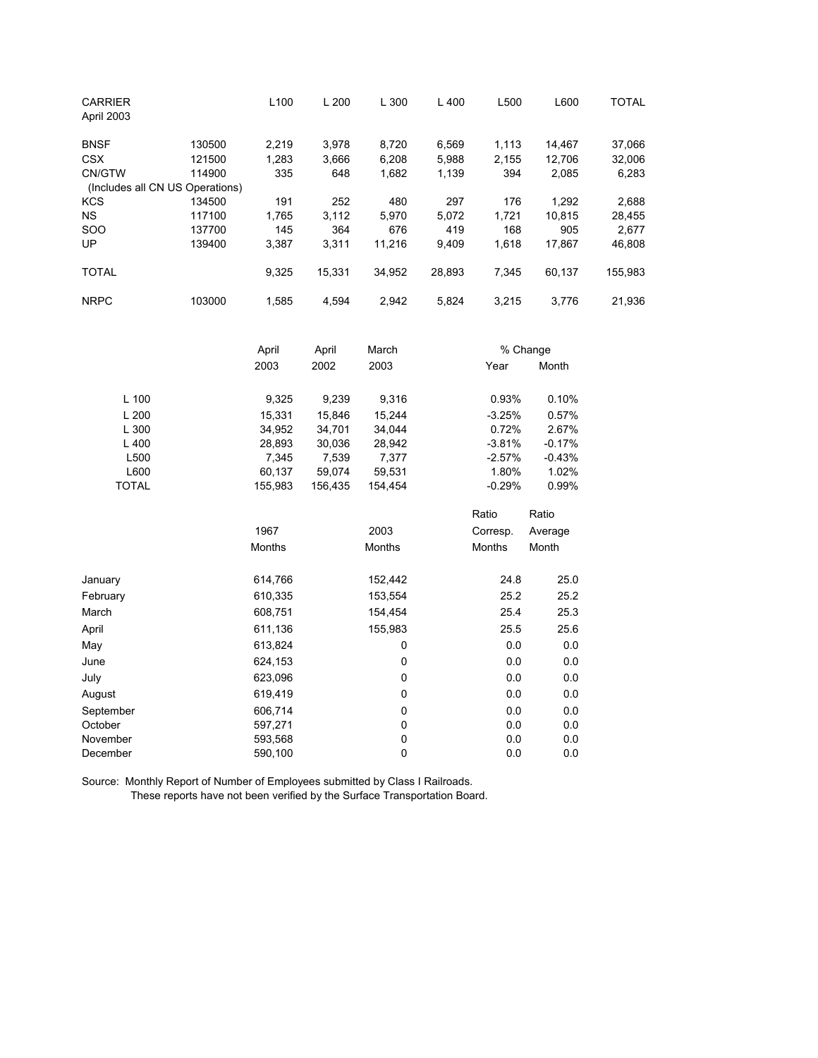| CARRIER April 2003 | | L100 | L 200 | L 300 | L 400 | L500 | L600 | TOTAL |
|---|---|---|---|---|---|---|---|---|
| BNSF | 130500 | 2,219 | 3,978 | 8,720 | 6,569 | 1,113 | 14,467 | 37,066 |
| CSX | 121500 | 1,283 | 3,666 | 6,208 | 5,988 | 2,155 | 12,706 | 32,006 |
| CN/GTW | 114900 | 335 | 648 | 1,682 | 1,139 | 394 | 2,085 | 6,283 |
| (Includes all CN US Operations) | | | | | | | | |
| KCS | 134500 | 191 | 252 | 480 | 297 | 176 | 1,292 | 2,688 |
| NS | 117100 | 1,765 | 3,112 | 5,970 | 5,072 | 1,721 | 10,815 | 28,455 |
| SOO | 137700 | 145 | 364 | 676 | 419 | 168 | 905 | 2,677 |
| UP | 139400 | 3,387 | 3,311 | 11,216 | 9,409 | 1,618 | 17,867 | 46,808 |
| TOTAL | | 9,325 | 15,331 | 34,952 | 28,893 | 7,345 | 60,137 | 155,983 |
| NRPC | 103000 | 1,585 | 4,594 | 2,942 | 5,824 | 3,215 | 3,776 | 21,936 |

| | April 2003 | April 2002 | March 2003 | % Change Year | % Change Month |
|---|---|---|---|---|---|
| L 100 | 9,325 | 9,239 | 9,316 | 0.93% | 0.10% |
| L 200 | 15,331 | 15,846 | 15,244 | -3.25% | 0.57% |
| L 300 | 34,952 | 34,701 | 34,044 | 0.72% | 2.67% |
| L 400 | 28,893 | 30,036 | 28,942 | -3.81% | -0.17% |
| L500 | 7,345 | 7,539 | 7,377 | -2.57% | -0.43% |
| L600 | 60,137 | 59,074 | 59,531 | 1.80% | 1.02% |
| TOTAL | 155,983 | 156,435 | 154,454 | -0.29% | 0.99% |

| | 1967 Months | 2003 Months | Ratio Corresp. Months | Ratio Average Month |
|---|---|---|---|---|
| January | 614,766 | 152,442 | 24.8 | 25.0 |
| February | 610,335 | 153,554 | 25.2 | 25.2 |
| March | 608,751 | 154,454 | 25.4 | 25.3 |
| April | 611,136 | 155,983 | 25.5 | 25.6 |
| May | 613,824 | 0 | 0.0 | 0.0 |
| June | 624,153 | 0 | 0.0 | 0.0 |
| July | 623,096 | 0 | 0.0 | 0.0 |
| August | 619,419 | 0 | 0.0 | 0.0 |
| September | 606,714 | 0 | 0.0 | 0.0 |
| October | 597,271 | 0 | 0.0 | 0.0 |
| November | 593,568 | 0 | 0.0 | 0.0 |
| December | 590,100 | 0 | 0.0 | 0.0 |

Source: Monthly Report of Number of Employees submitted by Class I Railroads.
These reports have not been verified by the Surface Transportation Board.